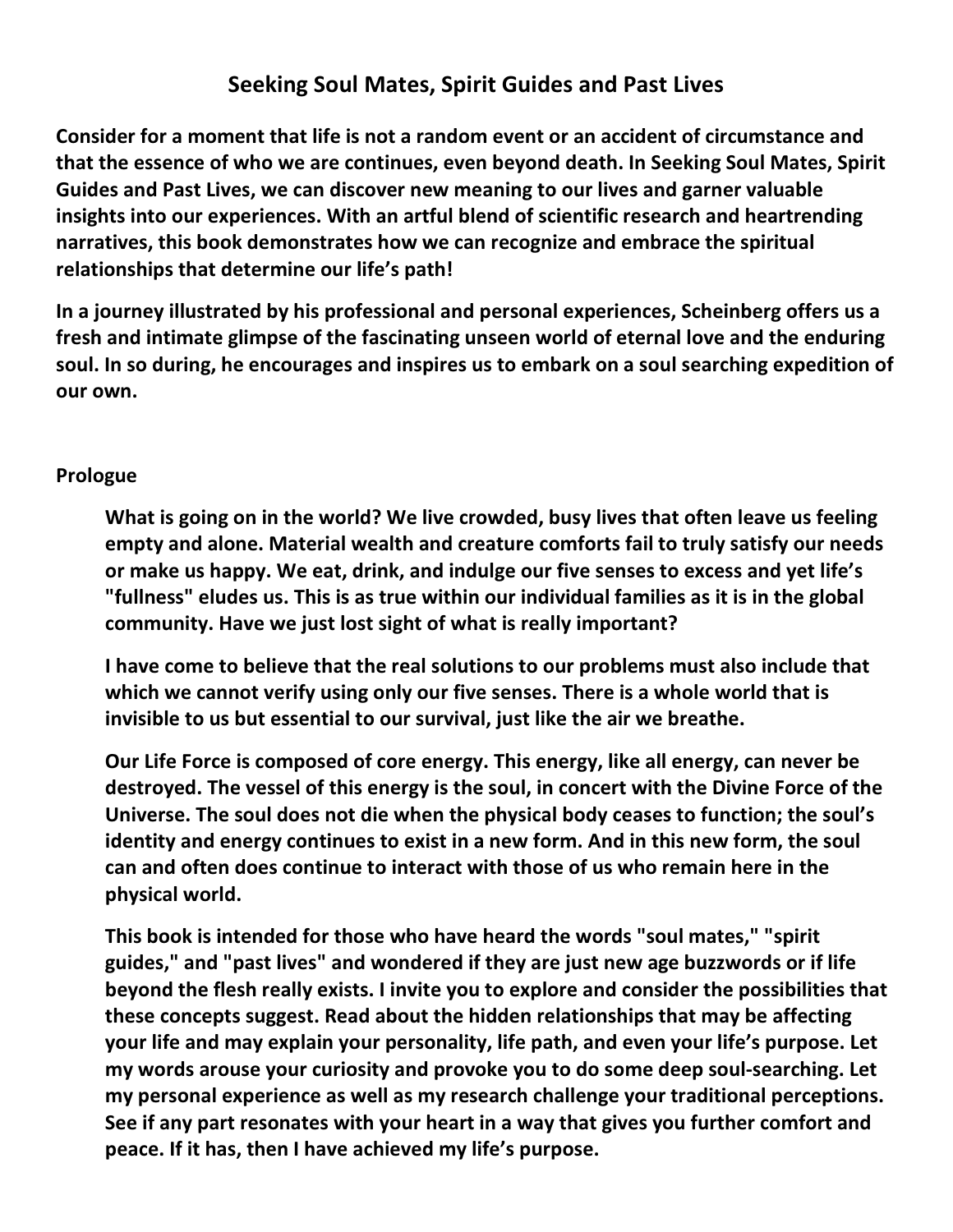# Seeking Soul Mates, Spirit Guides and Past Lives

**Consider for a moment that life is not a random event or an accident of circumstance and that the essence of who we are continues, even beyond death. In Seeking Soul Mates, Spirit Guides and Past Lives, we can discover new meaning to our lives and garner valuable insights into our experiences. With an artful blend of scientific research and heartrending narratives, this book demonstrates how we can recognize and embrace the spiritual relationships that determine our life's path!**

**In a journey illustrated by his professional and personal experiences, Scheinberg offers us a fresh and intimate glimpse of the fascinating unseen world of eternal love and the enduring soul. In so during, he encourages and inspires us to embark on a soul searching expedition of our own.**

## Prologue

**What is going on in the world? We live crowded, busy lives that often leave us feeling empty and alone. Material wealth and creature comforts fail to truly satisfy our needs or make us happy. We eat, drink, and indulge our five senses to excess and yet life's "fullness" eludes us. This is as true within our individual families as it is in the global community. Have we just lost sight of what is really important?**

**I have come to believe that the real solutions to our problems must also include that which we cannot verify using only our five senses. There is a whole world that is invisible to us but essential to our survival, just like the air we breathe.**

**Our Life Force is composed of core energy. This energy, like all energy, can never be destroyed. The vessel of this energy is the soul, in concert with the Divine Force of the Universe. The soul does not die when the physical body ceases to function; the soul's identity and energy continues to exist in a new form. And in this new form, the soul can and often does continue to interact with those of us who remain here in the physical world.**

**This book is intended for those who have heard the words "soul mates," "spirit guides," and "past lives" and wondered if they are just new age buzzwords or if life beyond the flesh really exists. I invite you to explore and consider the possibilities that these concepts suggest. Read about the hidden relationships that may be affecting your life and may explain your personality, life path, and even your life's purpose. Let my words arouse your curiosity and provoke you to do some deep soul-searching. Let my personal experience as well as my research challenge your traditional perceptions. See if any part resonates with your heart in a way that gives you further comfort and peace. If it has, then I have achieved my life's purpose.**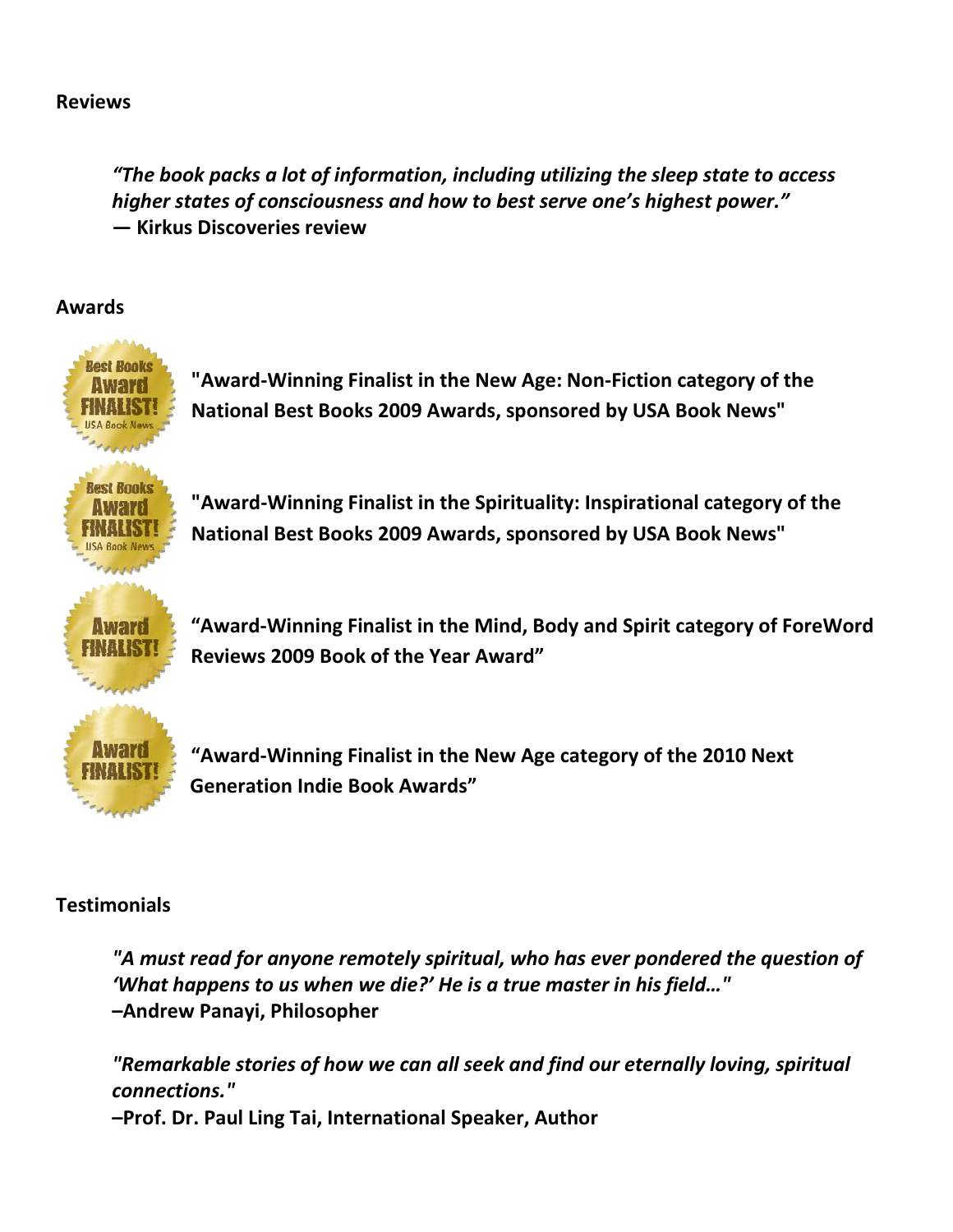**Reviews**

> ***"The book packs a lot of information, including utilizing the sleep state to access higher states of consciousness and how to best serve one's highest power."***
> **— Kirkus Discoveries review**

**Awards**

**"Award-Winning Finalist in the New Age: Non-Fiction category of the National Best Books 2009 Awards, sponsored by USA Book News"**

**"Award-Winning Finalist in the Spirituality: Inspirational category of the National Best Books 2009 Awards, sponsored by USA Book News"**

**"Award-Winning Finalist in the Mind, Body and Spirit category of ForeWord Reviews 2009 Book of the Year Award"**

**"Award-Winning Finalist in the New Age category of the 2010 Next Generation Indie Book Awards"**

**Testimonials**

> ***"A must read for anyone remotely spiritual, who has ever pondered the question of 'What happens to us when we die?' He is a true master in his field…"***
> **–Andrew Panayi, Philosopher**

> ***"Remarkable stories of how we can all seek and find our eternally loving, spiritual connections."***
> **–Prof. Dr. Paul Ling Tai, International Speaker, Author**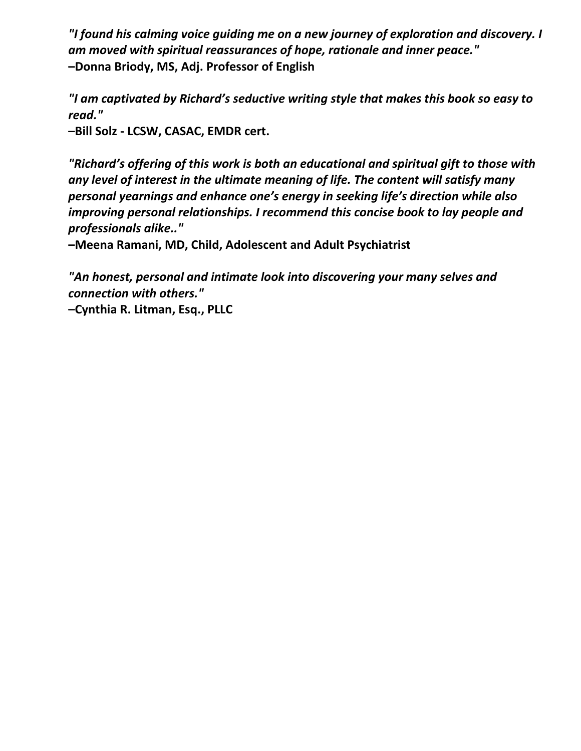*"I found his calming voice guiding me on a new journey of exploration and discovery. I am moved with spiritual reassurances of hope, rationale and inner peace."*
**–Donna Briody, MS, Adj. Professor of English**

*"I am captivated by Richard's seductive writing style that makes this book so easy to read."*
**–Bill Solz - LCSW, CASAC, EMDR cert.**

*"Richard's offering of this work is both an educational and spiritual gift to those with any level of interest in the ultimate meaning of life. The content will satisfy many personal yearnings and enhance one's energy in seeking life's direction while also improving personal relationships. I recommend this concise book to lay people and professionals alike.."*
**–Meena Ramani, MD, Child, Adolescent and Adult Psychiatrist**

*"An honest, personal and intimate look into discovering your many selves and connection with others."*
**–Cynthia R. Litman, Esq., PLLC**